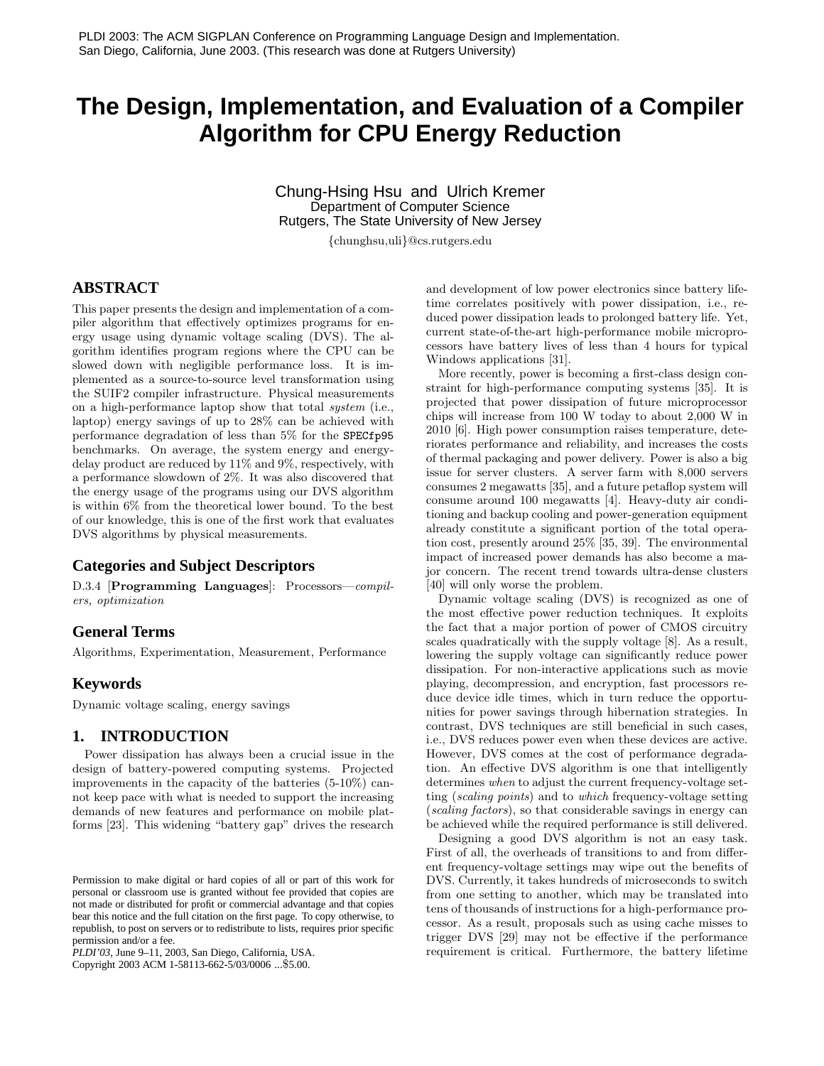PLDI 2003: The ACM SIGPLAN Conference on Programming Language Design and Implementation.
San Diego, California, June 2003. (This research was done at Rutgers University)

# The Design, Implementation, and Evaluation of a Compiler Algorithm for CPU Energy Reduction

Chung-Hsing Hsu and Ulrich Kremer
Department of Computer Science
Rutgers, The State University of New Jersey
{chunghsu,uli}@cs.rutgers.edu

## ABSTRACT

This paper presents the design and implementation of a compiler algorithm that effectively optimizes programs for energy usage using dynamic voltage scaling (DVS). The algorithm identifies program regions where the CPU can be slowed down with negligible performance loss. It is implemented as a source-to-source level transformation using the SUIF2 compiler infrastructure. Physical measurements on a high-performance laptop show that total *system* (i.e., laptop) energy savings of up to 28% can be achieved with performance degradation of less than 5% for the SPECfp95 benchmarks. On average, the system energy and energy-delay product are reduced by 11% and 9%, respectively, with a performance slowdown of 2%. It was also discovered that the energy usage of the programs using our DVS algorithm is within 6% from the theoretical lower bound. To the best of our knowledge, this is one of the first work that evaluates DVS algorithms by physical measurements.

## Categories and Subject Descriptors

D.3.4 [**Programming Languages**]: Processors—*compilers, optimization*

## General Terms

Algorithms, Experimentation, Measurement, Performance

## Keywords

Dynamic voltage scaling, energy savings

## 1. INTRODUCTION

Power dissipation has always been a crucial issue in the design of battery-powered computing systems. Projected improvements in the capacity of the batteries (5-10%) cannot keep pace with what is needed to support the increasing demands of new features and performance on mobile platforms [23]. This widening "battery gap" drives the research and development of low power electronics since battery lifetime correlates positively with power dissipation, i.e., reduced power dissipation leads to prolonged battery life. Yet, current state-of-the-art high-performance mobile microprocessors have battery lives of less than 4 hours for typical Windows applications [31].

More recently, power is becoming a first-class design constraint for high-performance computing systems [35]. It is projected that power dissipation of future microprocessor chips will increase from 100 W today to about 2,000 W in 2010 [6]. High power consumption raises temperature, deteriorates performance and reliability, and increases the costs of thermal packaging and power delivery. Power is also a big issue for server clusters. A server farm with 8,000 servers consumes 2 megawatts [35], and a future petaflop system will consume around 100 megawatts [4]. Heavy-duty air conditioning and backup cooling and power-generation equipment already constitute a significant portion of the total operation cost, presently around 25% [35, 39]. The environmental impact of increased power demands has also become a major concern. The recent trend towards ultra-dense clusters [40] will only worse the problem.

Dynamic voltage scaling (DVS) is recognized as one of the most effective power reduction techniques. It exploits the fact that a major portion of power of CMOS circuitry scales quadratically with the supply voltage [8]. As a result, lowering the supply voltage can significantly reduce power dissipation. For non-interactive applications such as movie playing, decompression, and encryption, fast processors reduce device idle times, which in turn reduce the opportunities for power savings through hibernation strategies. In contrast, DVS techniques are still beneficial in such cases, i.e., DVS reduces power even when these devices are active. However, DVS comes at the cost of performance degradation. An effective DVS algorithm is one that intelligently determines *when* to adjust the current frequency-voltage setting (*scaling points*) and to *which* frequency-voltage setting (*scaling factors*), so that considerable savings in energy can be achieved while the required performance is still delivered.

Designing a good DVS algorithm is not an easy task. First of all, the overheads of transitions to and from different frequency-voltage settings may wipe out the benefits of DVS. Currently, it takes hundreds of microseconds to switch from one setting to another, which may be translated into tens of thousands of instructions for a high-performance processor. As a result, proposals such as using cache misses to trigger DVS [29] may not be effective if the performance requirement is critical. Furthermore, the battery lifetime

Permission to make digital or hard copies of all or part of this work for personal or classroom use is granted without fee provided that copies are not made or distributed for profit or commercial advantage and that copies bear this notice and the full citation on the first page. To copy otherwise, to republish, to post on servers or to redistribute to lists, requires prior specific permission and/or a fee.
*PLDI'03*, June 9–11, 2003, San Diego, California, USA.
Copyright 2003 ACM 1-58113-662-5/03/0006 ...$5.00.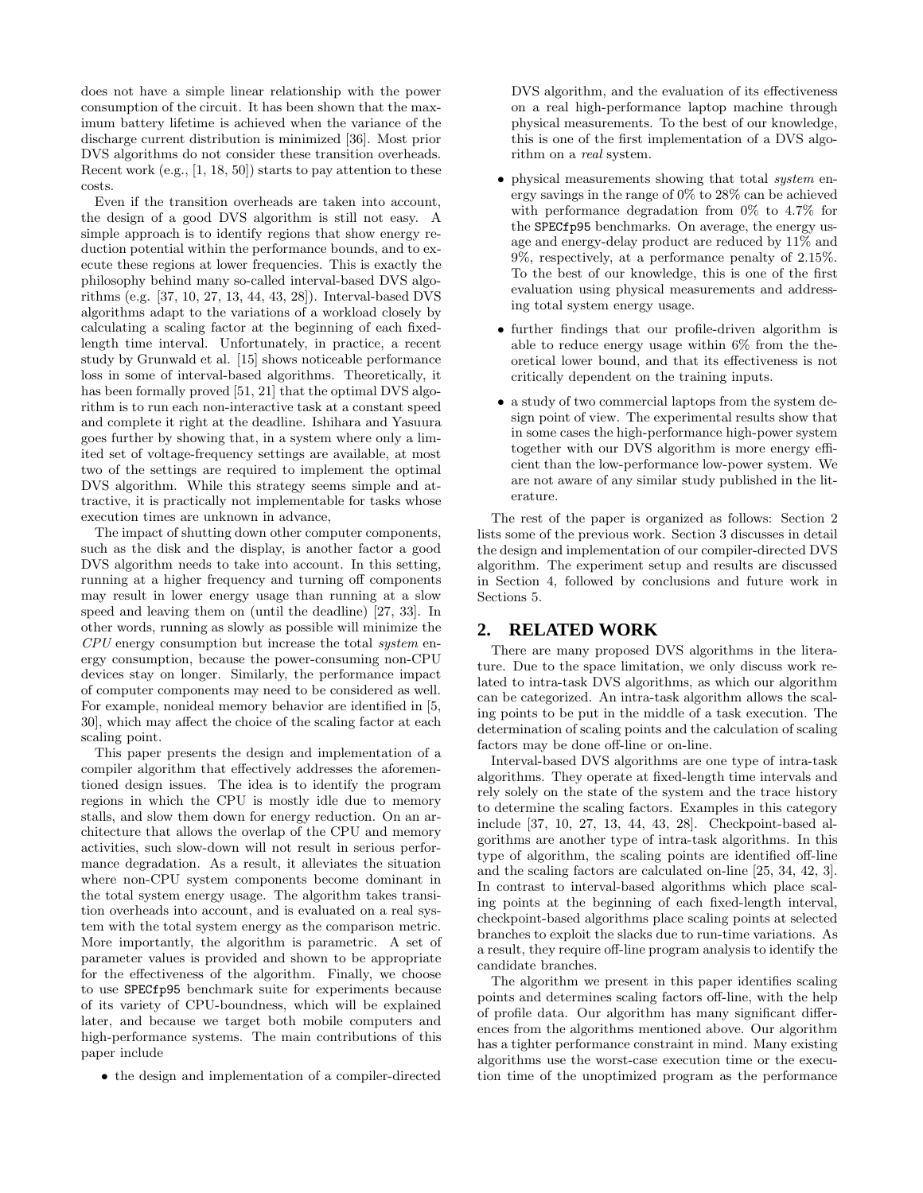does not have a simple linear relationship with the power consumption of the circuit. It has been shown that the maximum battery lifetime is achieved when the variance of the discharge current distribution is minimized [36]. Most prior DVS algorithms do not consider these transition overheads. Recent work (e.g., [1, 18, 50]) starts to pay attention to these costs.

Even if the transition overheads are taken into account, the design of a good DVS algorithm is still not easy. A simple approach is to identify regions that show energy reduction potential within the performance bounds, and to execute these regions at lower frequencies. This is exactly the philosophy behind many so-called interval-based DVS algorithms (e.g. [37, 10, 27, 13, 44, 43, 28]). Interval-based DVS algorithms adapt to the variations of a workload closely by calculating a scaling factor at the beginning of each fixed-length time interval. Unfortunately, in practice, a recent study by Grunwald et al. [15] shows noticeable performance loss in some of interval-based algorithms. Theoretically, it has been formally proved [51, 21] that the optimal DVS algorithm is to run each non-interactive task at a constant speed and complete it right at the deadline. Ishihara and Yasuura goes further by showing that, in a system where only a limited set of voltage-frequency settings are available, at most two of the settings are required to implement the optimal DVS algorithm. While this strategy seems simple and attractive, it is practically not implementable for tasks whose execution times are unknown in advance,

The impact of shutting down other computer components, such as the disk and the display, is another factor a good DVS algorithm needs to take into account. In this setting, running at a higher frequency and turning off components may result in lower energy usage than running at a slow speed and leaving them on (until the deadline) [27, 33]. In other words, running as slowly as possible will minimize the *CPU* energy consumption but increase the total *system* energy consumption, because the power-consuming non-CPU devices stay on longer. Similarly, the performance impact of computer components may need to be considered as well. For example, nonideal memory behavior are identified in [5, 30], which may affect the choice of the scaling factor at each scaling point.

This paper presents the design and implementation of a compiler algorithm that effectively addresses the aforementioned design issues. The idea is to identify the program regions in which the CPU is mostly idle due to memory stalls, and slow them down for energy reduction. On an architecture that allows the overlap of the CPU and memory activities, such slow-down will not result in serious performance degradation. As a result, it alleviates the situation where non-CPU system components become dominant in the total system energy usage. The algorithm takes transition overheads into account, and is evaluated on a real system with the total system energy as the comparison metric. More importantly, the algorithm is parametric. A set of parameter values is provided and shown to be appropriate for the effectiveness of the algorithm. Finally, we choose to use `SPECfp95` benchmark suite for experiments because of its variety of CPU-boundness, which will be explained later, and because we target both mobile computers and high-performance systems. The main contributions of this paper include

- the design and implementation of a compiler-directed DVS algorithm, and the evaluation of its effectiveness on a real high-performance laptop machine through physical measurements. To the best of our knowledge, this is one of the first implementation of a DVS algorithm on a *real* system.
- physical measurements showing that total *system* energy savings in the range of 0% to 28% can be achieved with performance degradation from 0% to 4.7% for the `SPECfp95` benchmarks. On average, the energy usage and energy-delay product are reduced by 11% and 9%, respectively, at a performance penalty of 2.15%. To the best of our knowledge, this is one of the first evaluation using physical measurements and addressing total system energy usage.
- further findings that our profile-driven algorithm is able to reduce energy usage within 6% from the theoretical lower bound, and that its effectiveness is not critically dependent on the training inputs.
- a study of two commercial laptops from the system design point of view. The experimental results show that in some cases the high-performance high-power system together with our DVS algorithm is more energy efficient than the low-performance low-power system. We are not aware of any similar study published in the literature.

The rest of the paper is organized as follows: Section 2 lists some of the previous work. Section 3 discusses in detail the design and implementation of our compiler-directed DVS algorithm. The experiment setup and results are discussed in Section 4, followed by conclusions and future work in Sections 5.

## 2. RELATED WORK

There are many proposed DVS algorithms in the literature. Due to the space limitation, we only discuss work related to intra-task DVS algorithms, as which our algorithm can be categorized. An intra-task algorithm allows the scaling points to be put in the middle of a task execution. The determination of scaling points and the calculation of scaling factors may be done off-line or on-line.

Interval-based DVS algorithms are one type of intra-task algorithms. They operate at fixed-length time intervals and rely solely on the state of the system and the trace history to determine the scaling factors. Examples in this category include [37, 10, 27, 13, 44, 43, 28]. Checkpoint-based algorithms are another type of intra-task algorithms. In this type of algorithm, the scaling points are identified off-line and the scaling factors are calculated on-line [25, 34, 42, 3]. In contrast to interval-based algorithms which place scaling points at the beginning of each fixed-length interval, checkpoint-based algorithms place scaling points at selected branches to exploit the slacks due to run-time variations. As a result, they require off-line program analysis to identify the candidate branches.

The algorithm we present in this paper identifies scaling points and determines scaling factors off-line, with the help of profile data. Our algorithm has many significant differences from the algorithms mentioned above. Our algorithm has a tighter performance constraint in mind. Many existing algorithms use the worst-case execution time or the execution time of the unoptimized program as the performance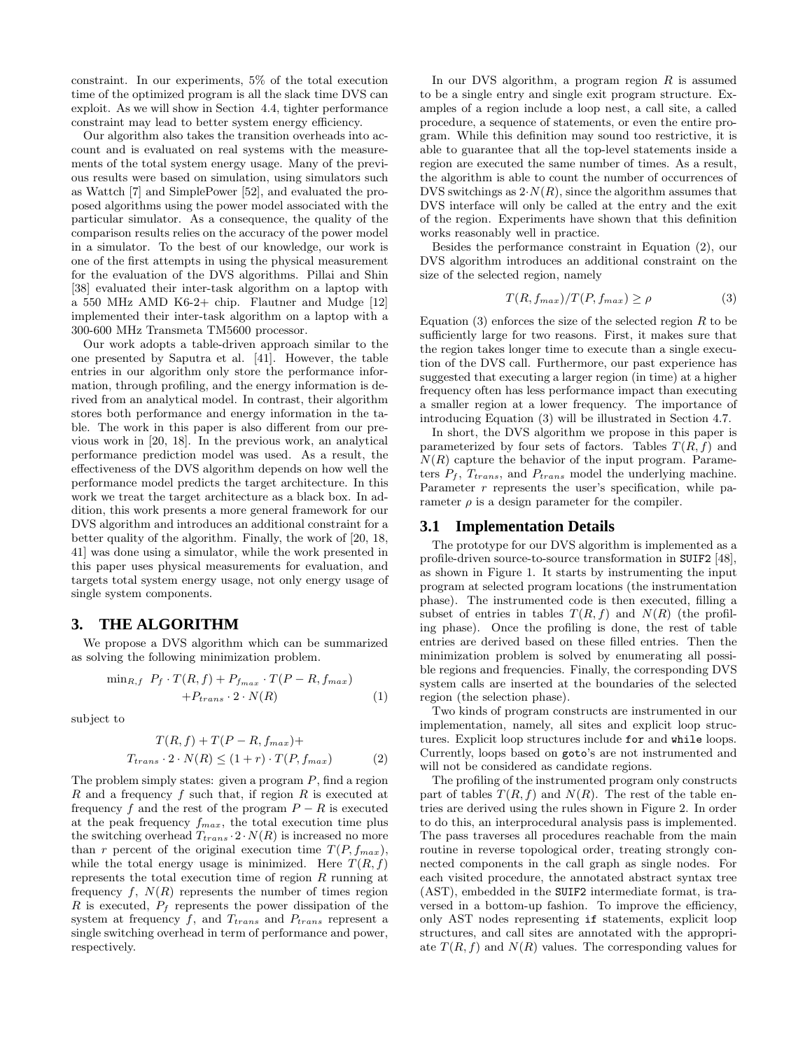constraint. In our experiments, 5% of the total execution time of the optimized program is all the slack time DVS can exploit. As we will show in Section 4.4, tighter performance constraint may lead to better system energy efficiency.

Our algorithm also takes the transition overheads into account and is evaluated on real systems with the measurements of the total system energy usage. Many of the previous results were based on simulation, using simulators such as Wattch [7] and SimplePower [52], and evaluated the proposed algorithms using the power model associated with the particular simulator. As a consequence, the quality of the comparison results relies on the accuracy of the power model in a simulator. To the best of our knowledge, our work is one of the first attempts in using the physical measurement for the evaluation of the DVS algorithms. Pillai and Shin [38] evaluated their inter-task algorithm on a laptop with a 550 MHz AMD K6-2+ chip. Flautner and Mudge [12] implemented their inter-task algorithm on a laptop with a 300-600 MHz Transmeta TM5600 processor.

Our work adopts a table-driven approach similar to the one presented by Saputra et al. [41]. However, the table entries in our algorithm only store the performance information, through profiling, and the energy information is derived from an analytical model. In contrast, their algorithm stores both performance and energy information in the table. The work in this paper is also different from our previous work in [20, 18]. In the previous work, an analytical performance prediction model was used. As a result, the effectiveness of the DVS algorithm depends on how well the performance model predicts the target architecture. In this work we treat the target architecture as a black box. In addition, this work presents a more general framework for our DVS algorithm and introduces an additional constraint for a better quality of the algorithm. Finally, the work of [20, 18, 41] was done using a simulator, while the work presented in this paper uses physical measurements for evaluation, and targets total system energy usage, not only energy usage of single system components.

## 3. THE ALGORITHM

We propose a DVS algorithm which can be summarized as solving the following minimization problem.

$$\min_{R,f} \; P_f \cdot T(R, f) + P_{f_{max}} \cdot T(P - R, f_{max}) + P_{trans} \cdot 2 \cdot N(R) \quad (1)$$

subject to

$$T(R, f) + T(P - R, f_{max}) + T_{trans} \cdot 2 \cdot N(R) \leq (1 + r) \cdot T(P, f_{max}) \quad (2)$$

The problem simply states: given a program $P$, find a region $R$ and a frequency $f$ such that, if region $R$ is executed at frequency $f$ and the rest of the program $P - R$ is executed at the peak frequency $f_{max}$, the total execution time plus the switching overhead $T_{trans} \cdot 2 \cdot N(R)$ is increased no more than $r$ percent of the original execution time $T(P, f_{max})$, while the total energy usage is minimized. Here $T(R, f)$ represents the total execution time of region $R$ running at frequency $f$, $N(R)$ represents the number of times region $R$ is executed, $P_f$ represents the power dissipation of the system at frequency $f$, and $T_{trans}$ and $P_{trans}$ represent a single switching overhead in term of performance and power, respectively.

In our DVS algorithm, a program region $R$ is assumed to be a single entry and single exit program structure. Examples of a region include a loop nest, a call site, a called procedure, a sequence of statements, or even the entire program. While this definition may sound too restrictive, it is able to guarantee that all the top-level statements inside a region are executed the same number of times. As a result, the algorithm is able to count the number of occurrences of DVS switchings as $2 \cdot N(R)$, since the algorithm assumes that DVS interface will only be called at the entry and the exit of the region. Experiments have shown that this definition works reasonably well in practice.

Besides the performance constraint in Equation (2), our DVS algorithm introduces an additional constraint on the size of the selected region, namely

$$T(R, f_{max})/T(P, f_{max}) \geq \rho \quad (3)$$

Equation (3) enforces the size of the selected region $R$ to be sufficiently large for two reasons. First, it makes sure that the region takes longer time to execute than a single execution of the DVS call. Furthermore, our past experience has suggested that executing a larger region (in time) at a higher frequency often has less performance impact than executing a smaller region at a lower frequency. The importance of introducing Equation (3) will be illustrated in Section 4.7.

In short, the DVS algorithm we propose in this paper is parameterized by four sets of factors. Tables $T(R, f)$ and $N(R)$ capture the behavior of the input program. Parameters $P_f$, $T_{trans}$, and $P_{trans}$ model the underlying machine. Parameter $r$ represents the user's specification, while parameter $\rho$ is a design parameter for the compiler.

### 3.1 Implementation Details

The prototype for our DVS algorithm is implemented as a profile-driven source-to-source transformation in `SUIF2` [48], as shown in Figure 1. It starts by instrumenting the input program at selected program locations (the instrumentation phase). The instrumented code is then executed, filling a subset of entries in tables $T(R, f)$ and $N(R)$ (the profiling phase). Once the profiling is done, the rest of table entries are derived based on these filled entries. Then the minimization problem is solved by enumerating all possible regions and frequencies. Finally, the corresponding DVS system calls are inserted at the boundaries of the selected region (the selection phase).

Two kinds of program constructs are instrumented in our implementation, namely, all sites and explicit loop structures. Explicit loop structures include `for` and `while` loops. Currently, loops based on `goto`'s are not instrumented and will not be considered as candidate regions.

The profiling of the instrumented program only constructs part of tables $T(R, f)$ and $N(R)$. The rest of the table entries are derived using the rules shown in Figure 2. In order to do this, an interprocedural analysis pass is implemented. The pass traverses all procedures reachable from the main routine in reverse topological order, treating strongly connected components in the call graph as single nodes. For each visited procedure, the annotated abstract syntax tree (AST), embedded in the `SUIF2` intermediate format, is traversed in a bottom-up fashion. To improve the efficiency, only AST nodes representing `if` statements, explicit loop structures, and call sites are annotated with the appropriate $T(R, f)$ and $N(R)$ values. The corresponding values for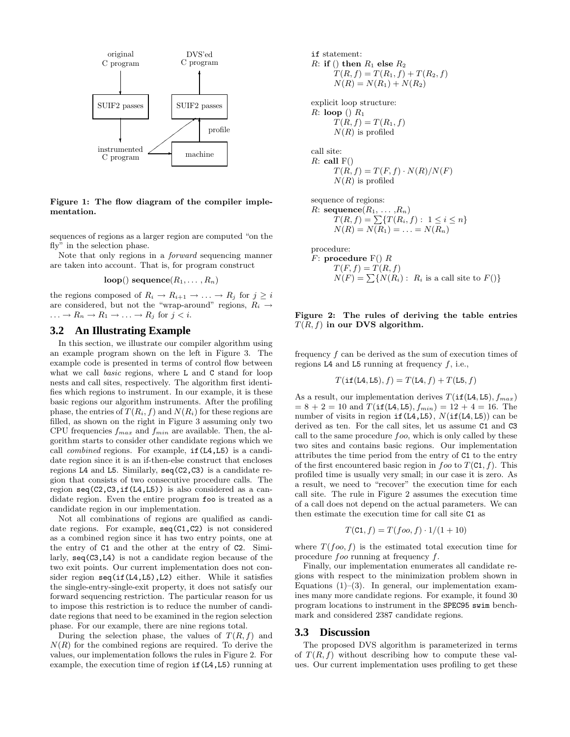Figure 1: The flow diagram of the compiler implementation.

sequences of regions as a larger region are computed "on the fly" in the selection phase.

Note that only regions in a *forward* sequencing manner are taken into account. That is, for program construct

$$\textbf{loop}()\ \textbf{sequence}(R_1, \ldots, R_n)$$

the regions composed of $R_i \rightarrow R_{i+1} \rightarrow \ldots \rightarrow R_j$ for $j \geq i$ are considered, but not the "wrap-around" regions, $R_i \rightarrow \ldots \rightarrow R_n \rightarrow R_1 \rightarrow \ldots \rightarrow R_j$ for $j < i$.

## 3.2 An Illustrating Example

In this section, we illustrate our compiler algorithm using an example program shown on the left in Figure 3. The example code is presented in terms of control flow between what we call *basic* regions, where L and C stand for loop nests and call sites, respectively. The algorithm first identifies which regions to instrument. In our example, it is these basic regions our algorithm instruments. After the profiling phase, the entries of $T(R_i, f)$ and $N(R_i)$ for these regions are filled, as shown on the right in Figure 3 assuming only two CPU frequencies $f_{max}$ and $f_{min}$ are available. Then, the algorithm starts to consider other candidate regions which we call *combined* regions. For example, `if(L4,L5)` is a candidate region since it is an if-then-else construct that encloses regions L4 and L5. Similarly, `seq(C2,C3)` is a candidate region that consists of two consecutive procedure calls. The region `seq(C2,C3,if(L4,L5))` is also considered as a candidate region. Even the entire program `foo` is treated as a candidate region in our implementation.

Not all combinations of regions are qualified as candidate regions. For example, `seq(C1,C2)` is not considered as a combined region since it has two entry points, one at the entry of C1 and the other at the entry of C2. Similarly, `seq(C3,L4)` is not a candidate region because of the two exit points. Our current implementation does not consider region `seq(if(L4,L5),L2)` either. While it satisfies the single-entry-single-exit property, it does not satisfy our forward sequencing restriction. The particular reason for us to impose this restriction is to reduce the number of candidate regions that need to be examined in the region selection phase. For our example, there are nine regions total.

During the selection phase, the values of $T(R, f)$ and $N(R)$ for the combined regions are required. To derive the values, our implementation follows the rules in Figure 2. For example, the execution time of region `if(L4,L5)` running at

`if` statement:
$R$: **if** () **then** $R_1$ **else** $R_2$
  $T(R, f) = T(R_1, f) + T(R_2, f)$
  $N(R) = N(R_1) + N(R_2)$

explicit loop structure:
$R$: **loop** () $R_1$
  $T(R, f) = T(R_1, f)$
  $N(R)$ is profiled

call site:
$R$: **call** F()
  $T(R, f) = T(F, f) \cdot N(R)/N(F)$
  $N(R)$ is profiled

sequence of regions:
$R$: **sequence**$(R_1, \ldots, R_n)$
  $T(R, f) = \sum\{T(R_i, f) :\ 1 \leq i \leq n\}$
  $N(R) = N(R_1) = \ldots = N(R_n)$

procedure:
$F$: **procedure** F() $R$
  $T(F, f) = T(R, f)$
  $N(F) = \sum\{N(R_i) :\ R_i \text{ is a call site to } F()\}$

**Figure 2: The rules of deriving the table entries $T(R, f)$ in our DVS algorithm.**

frequency $f$ can be derived as the sum of execution times of regions L4 and L5 running at frequency $f$, i.e.,

$$T(\texttt{if(L4,L5)}, f) = T(\texttt{L4}, f) + T(\texttt{L5}, f)$$

As a result, our implementation derives $T(\texttt{if(L4,L5)}, f_{max}) = 8 + 2 = 10$ and $T(\texttt{if(L4,L5)}, f_{min}) = 12 + 4 = 16$. The number of visits in region `if(L4,L5)`, $N(\texttt{if(L4,L5)})$ can be derived as ten. For the call sites, let us assume C1 and C3 call to the same procedure $foo$, which is only called by these two sites and contains basic regions. Our implementation attributes the time period from the entry of C1 to the entry of the first encountered basic region in $foo$ to $T(\texttt{C1}, f)$. This profiled time is usually very small; in our case it is zero. As a result, we need to "recover" the execution time for each call site. The rule in Figure 2 assumes the execution time of a call does not depend on the actual parameters. We can then estimate the execution time for call site C1 as

$$T(\texttt{C1}, f) = T(foo, f) \cdot 1/(1 + 10)$$

where $T(foo, f)$ is the estimated total execution time for procedure $foo$ running at frequency $f$.

Finally, our implementation enumerates all candidate regions with respect to the minimization problem shown in Equations (1)–(3). In general, our implementation examines many more candidate regions. For example, it found 30 program locations to instrument in the SPEC95 `swim` benchmark and considered 2387 candidate regions.

## 3.3 Discussion

The proposed DVS algorithm is parameterized in terms of $T(R, f)$ without describing how to compute these values. Our current implementation uses profiling to get these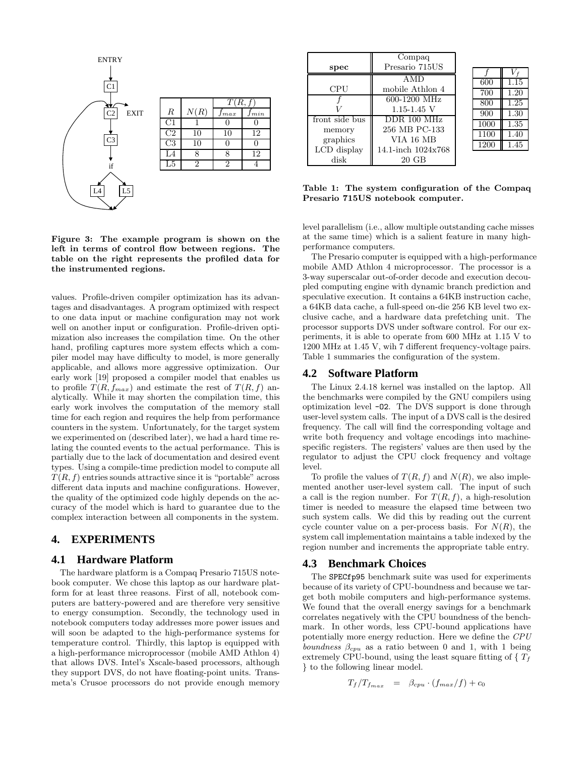| $R$ | $N(R)$ | $T(R,f)$ | |
|---|---|---|---|
| | | $f_{max}$ | $f_{min}$ |
| C1 | 1 | 0 | 0 |
| C2 | 10 | 10 | 12 |
| C3 | 10 | 0 | 0 |
| L4 | 8 | 8 | 12 |
| L5 | 2 | 2 | 4 |

**Figure 3: The example program is shown on the left in terms of control flow between regions. The table on the right represents the profiled data for the instrumented regions.**

values. Profile-driven compiler optimization has its advantages and disadvantages. A program optimized with respect to one data input or machine configuration may not work well on another input or configuration. Profile-driven optimization also increases the compilation time. On the other hand, profiling captures more system effects which a compiler model may have difficulty to model, is more generally applicable, and allows more aggressive optimization. Our early work [19] proposed a compiler model that enables us to profile $T(R, f_{max})$ and estimate the rest of $T(R, f)$ analytically. While it may shorten the compilation time, this early work involves the computation of the memory stall time for each region and requires the help from performance counters in the system. Unfortunately, for the target system we experimented on (described later), we had a hard time relating the counted events to the actual performance. This is partially due to the lack of documentation and desired event types. Using a compile-time prediction model to compute all $T(R, f)$ entries sounds attractive since it is "portable" across different data inputs and machine configurations. However, the quality of the optimized code highly depends on the accuracy of the model which is hard to guarantee due to the complex interaction between all components in the system.

## 4. EXPERIMENTS

### 4.1 Hardware Platform

The hardware platform is a Compaq Presario 715US notebook computer. We chose this laptop as our hardware platform for at least three reasons. First of all, notebook computers are battery-powered and are therefore very sensitive to energy consumption. Secondly, the technology used in notebook computers today addresses more power issues and will soon be adapted to the high-performance systems for temperature control. Thirdly, this laptop is equipped with a high-performance microprocessor (mobile AMD Athlon 4) that allows DVS. Intel's Xscale-based processors, although they support DVS, do not have floating-point units. Transmeta's Crusoe processors do not provide enough memory level parallelism (i.e., allow multiple outstanding cache misses at the same time) which is a salient feature in many high-performance computers.

| spec | Compaq Presario 715US |
|---|---|
| CPU | AMD mobile Athlon 4 |
| $f$ | 600-1200 MHz |
| $V$ | 1.15-1.45 V |
| front side bus | DDR 100 MHz |
| memory | 256 MB PC-133 |
| graphics | VIA 16 MB |
| LCD display | 14.1-inch 1024x768 |
| disk | 20 GB |

| $f$ | $V_f$ |
|---|---|
| 600 | 1.15 |
| 700 | 1.20 |
| 800 | 1.25 |
| 900 | 1.30 |
| 1000 | 1.35 |
| 1100 | 1.40 |
| 1200 | 1.45 |

**Table 1: The system configuration of the Compaq Presario 715US notebook computer.**

The Presario computer is equipped with a high-performance mobile AMD Athlon 4 microprocessor. The processor is a 3-way superscalar out-of-order decode and execution decoupled computing engine with dynamic branch prediction and speculative execution. It contains a 64KB instruction cache, a 64KB data cache, a full-speed on-die 256 KB level two exclusive cache, and a hardware data prefetching unit. The processor supports DVS under software control. For our experiments, it is able to operate from 600 MHz at 1.15 V to 1200 MHz at 1.45 V, wih 7 different frequency-voltage pairs. Table 1 summaries the configuration of the system.

### 4.2 Software Platform

The Linux 2.4.18 kernel was installed on the laptop. All the benchmarks were compiled by the GNU compilers using optimization level `-O2`. The DVS support is done through user-level system calls. The input of a DVS call is the desired frequency. The call will find the corresponding voltage and write both frequency and voltage encodings into machine-specific registers. The registers' values are then used by the regulator to adjust the CPU clock frequency and voltage level.

To profile the values of $T(R, f)$ and $N(R)$, we also implemented another user-level system call. The input of such a call is the region number. For $T(R, f)$, a high-resolution timer is needed to measure the elapsed time between two such system calls. We did this by reading out the current cycle counter value on a per-process basis. For $N(R)$, the system call implementation maintains a table indexed by the region number and increments the appropriate table entry.

### 4.3 Benchmark Choices

The `SPECfp95` benchmark suite was used for experiments because of its variety of CPU-boundness and because we target both mobile computers and high-performance systems. We found that the overall energy savings for a benchmark correlates negatively with the CPU boundness of the benchmark. In other words, less CPU-bound applications have potentially more energy reduction. Here we define the *CPU boundness* $\beta_{cpu}$ as a ratio between 0 and 1, with 1 being extremely CPU-bound, using the least square fitting of $\{ T_f \}$ to the following linear model.

$$T_f / T_{f_{max}} \quad = \quad \beta_{cpu} \cdot (f_{max}/f) + c_0$$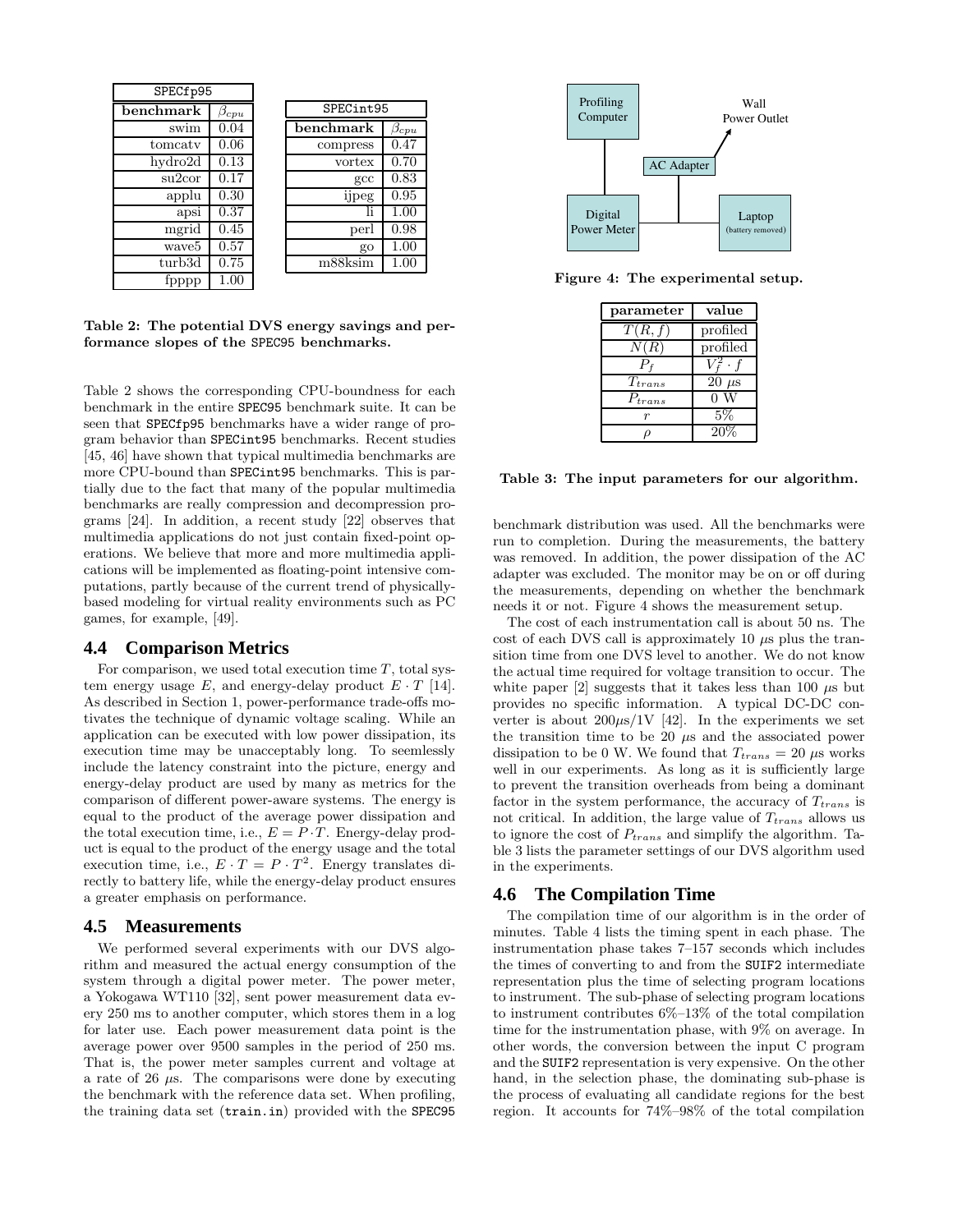| SPECfp95 | |
|---|---|
| **benchmark** | $\beta_{cpu}$ |
| swim | 0.04 |
| tomcatv | 0.06 |
| hydro2d | 0.13 |
| su2cor | 0.17 |
| applu | 0.30 |
| apsi | 0.37 |
| mgrid | 0.45 |
| wave5 | 0.57 |
| turb3d | 0.75 |
| fpppp | 1.00 |

| SPECint95 | |
|---|---|
| **benchmark** | $\beta_{cpu}$ |
| compress | 0.47 |
| vortex | 0.70 |
| gcc | 0.83 |
| ijpeg | 0.95 |
| li | 1.00 |
| perl | 0.98 |
| go | 1.00 |
| m88ksim | 1.00 |

**Table 2: The potential DVS energy savings and performance slopes of the SPEC95 benchmarks.**

Table 2 shows the corresponding CPU-boundness for each benchmark in the entire SPEC95 benchmark suite. It can be seen that SPECfp95 benchmarks have a wider range of program behavior than SPECint95 benchmarks. Recent studies [45, 46] have shown that typical multimedia benchmarks are more CPU-bound than SPECint95 benchmarks. This is partially due to the fact that many of the popular multimedia benchmarks are really compression and decompression programs [24]. In addition, a recent study [22] observes that multimedia applications do not just contain fixed-point operations. We believe that more and more multimedia applications will be implemented as floating-point intensive computations, partly because of the current trend of physically-based modeling for virtual reality environments such as PC games, for example, [49].

## 4.4 Comparison Metrics

For comparison, we used total execution time $T$, total system energy usage $E$, and energy-delay product $E \cdot T$ [14]. As described in Section 1, power-performance trade-offs motivates the technique of dynamic voltage scaling. While an application can be executed with low power dissipation, its execution time may be unacceptably long. To seemlessly include the latency constraint into the picture, energy and energy-delay product are used by many as metrics for the comparison of different power-aware systems. The energy is equal to the product of the average power dissipation and the total execution time, i.e., $E = P \cdot T$. Energy-delay product is equal to the product of the energy usage and the total execution time, i.e., $E \cdot T = P \cdot T^2$. Energy translates directly to battery life, while the energy-delay product ensures a greater emphasis on performance.

## 4.5 Measurements

We performed several experiments with our DVS algorithm and measured the actual energy consumption of the system through a digital power meter. The power meter, a Yokogawa WT110 [32], sent power measurement data every 250 ms to another computer, which stores them in a log for later use. Each power measurement data point is the average power over 9500 samples in the period of 250 ms. That is, the power meter samples current and voltage at a rate of 26 $\mu$s. The comparisons were done by executing the benchmark with the reference data set. When profiling, the training data set (train.in) provided with the SPEC95 benchmark distribution was used. All the benchmarks were run to completion. During the measurements, the battery was removed. In addition, the power dissipation of the AC adapter was excluded. The monitor may be on or off during the measurements, depending on whether the benchmark needs it or not. Figure 4 shows the measurement setup.

**Figure 4: The experimental setup.**

| parameter | value |
|---|---|
| $T(R, f)$ | profiled |
| $N(R)$ | profiled |
| $P_f$ | $V_f^2 \cdot f$ |
| $T_{trans}$ | 20 $\mu$s |
| $P_{trans}$ | 0 W |
| $r$ | 5% |
| $\rho$ | 20% |

**Table 3: The input parameters for our algorithm.**

The cost of each instrumentation call is about 50 ns. The cost of each DVS call is approximately 10 $\mu$s plus the transition time from one DVS level to another. We do not know the actual time required for voltage transition to occur. The white paper [2] suggests that it takes less than 100 $\mu$s but provides no specific information. A typical DC-DC converter is about 200$\mu$s/1V [42]. In the experiments we set the transition time to be 20 $\mu$s and the associated power dissipation to be 0 W. We found that $T_{trans}$ = 20 $\mu$s works well in our experiments. As long as it is sufficiently large to prevent the transition overheads from being a dominant factor in the system performance, the accuracy of $T_{trans}$ is not critical. In addition, the large value of $T_{trans}$ allows us to ignore the cost of $P_{trans}$ and simplify the algorithm. Table 3 lists the parameter settings of our DVS algorithm used in the experiments.

## 4.6 The Compilation Time

The compilation time of our algorithm is in the order of minutes. Table 4 lists the timing spent in each phase. The instrumentation phase takes 7–157 seconds which includes the times of converting to and from the SUIF2 intermediate representation plus the time of selecting program locations to instrument. The sub-phase of selecting program locations to instrument contributes 6%–13% of the total compilation time for the instrumentation phase, with 9% on average. In other words, the conversion between the input C program and the SUIF2 representation is very expensive. On the other hand, in the selection phase, the dominating sub-phase is the process of evaluating all candidate regions for the best region. It accounts for 74%–98% of the total compilation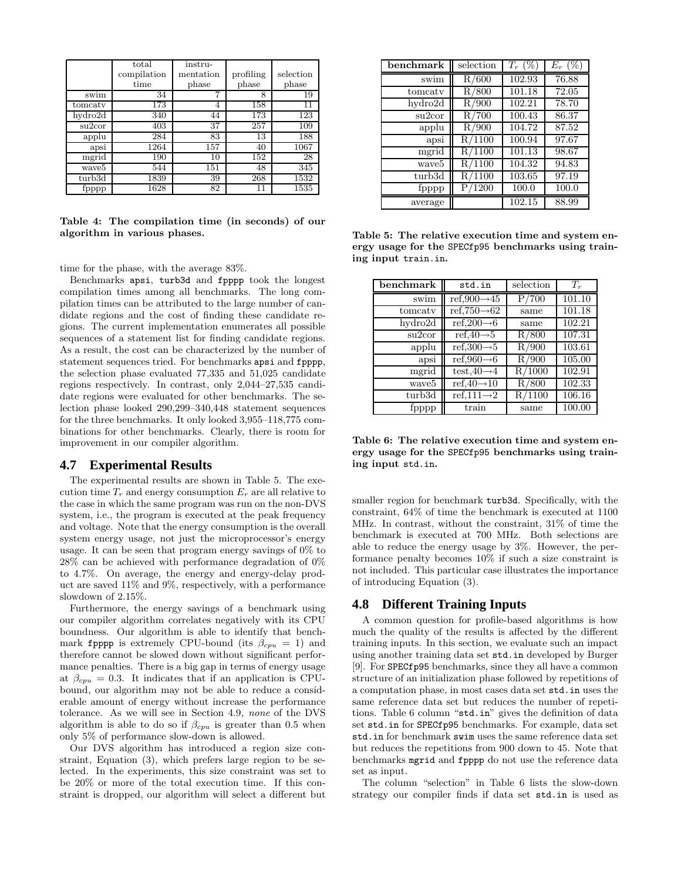| | total compilation time | instru-mentation phase | profiling phase | selection phase |
|---|---|---|---|---|
| swim | 34 | 7 | 8 | 19 |
| tomcatv | 173 | 4 | 158 | 11 |
| hydro2d | 340 | 44 | 173 | 123 |
| su2cor | 403 | 37 | 257 | 109 |
| applu | 284 | 83 | 13 | 188 |
| apsi | 1264 | 157 | 40 | 1067 |
| mgrid | 190 | 10 | 152 | 28 |
| wave5 | 544 | 151 | 48 | 345 |
| turb3d | 1839 | 39 | 268 | 1532 |
| fpppp | 1628 | 82 | 11 | 1535 |

**Table 4: The compilation time (in seconds) of our algorithm in various phases.**

time for the phase, with the average 83%.

Benchmarks apsi, turb3d and fpppp took the longest compilation times among all benchmarks. The long compilation times can be attributed to the large number of candidate regions and the cost of finding these candidate regions. The current implementation enumerates all possible sequences of a statement list for finding candidate regions. As a result, the cost can be characterized by the number of statement sequences tried. For benchmarks apsi and fpppp, the selection phase evaluated 77,335 and 51,025 candidate regions respectively. In contrast, only 2,044–27,535 candidate regions were evaluated for other benchmarks. The selection phase looked 290,299–340,448 statement sequences for the three benchmarks. It only looked 3,955–118,775 combinations for other benchmarks. Clearly, there is room for improvement in our compiler algorithm.

## 4.7 Experimental Results

The experimental results are shown in Table 5. The execution time $T_r$ and energy consumption $E_r$ are all relative to the case in which the same program was run on the non-DVS system, i.e., the program is executed at the peak frequency and voltage. Note that the energy consumption is the overall system energy usage, not just the microprocessor's energy usage. It can be seen that program energy savings of 0% to 28% can be achieved with performance degradation of 0% to 4.7%. On average, the energy and energy-delay product are saved 11% and 9%, respectively, with a performance slowdown of 2.15%.

Furthermore, the energy savings of a benchmark using our compiler algorithm correlates negatively with its CPU boundness. Our algorithm is able to identify that benchmark fpppp is extremely CPU-bound (its $\beta_{cpu} = 1$) and therefore cannot be slowed down without significant performance penalties. There is a big gap in terms of energy usage at $\beta_{cpu} = 0.3$. It indicates that if an application is CPU-bound, our algorithm may not be able to reduce a considerable amount of energy without increase the performance tolerance. As we will see in Section 4.9, *none* of the DVS algorithm is able to do so if $\beta_{cpu}$ is greater than 0.5 when only 5% of performance slow-down is allowed.

Our DVS algorithm has introduced a region size constraint, Equation (3), which prefers large region to be selected. In the experiments, this size constraint was set to be 20% or more of the total execution time. If this constraint is dropped, our algorithm will select a different but smaller region for benchmark turb3d. Specifically, with the constraint, 64% of time the benchmark is executed at 1100 MHz. In contrast, without the constraint, 31% of time the benchmark is executed at 700 MHz. Both selections are able to reduce the energy usage by 3%. However, the performance penalty becomes 10% if such a size constraint is not included. This particular case illustrates the importance of introducing Equation (3).

| benchmark | selection | $T_r$ (%) | $E_r$ (%) |
|---|---|---|---|
| swim | R/600 | 102.93 | 76.88 |
| tomcatv | R/800 | 101.18 | 72.05 |
| hydro2d | R/900 | 102.21 | 78.70 |
| su2cor | R/700 | 100.43 | 86.37 |
| applu | R/900 | 104.72 | 87.52 |
| apsi | R/1100 | 100.94 | 97.67 |
| mgrid | R/1100 | 101.13 | 98.67 |
| wave5 | R/1100 | 104.32 | 94.83 |
| turb3d | R/1100 | 103.65 | 97.19 |
| fpppp | P/1200 | 100.0 | 100.0 |
| average | | 102.15 | 88.99 |

**Table 5: The relative execution time and system energy usage for the SPECfp95 benchmarks using training input train.in.**

| benchmark | std.in | selection | $T_r$ |
|---|---|---|---|
| swim | ref,900→45 | P/700 | 101.10 |
| tomcatv | ref,750→62 | same | 101.18 |
| hydro2d | ref,200→6 | same | 102.21 |
| su2cor | ref,40→5 | R/800 | 107.31 |
| applu | ref,300→5 | R/900 | 103.61 |
| apsi | ref,960→6 | R/900 | 105.00 |
| mgrid | test,40→4 | R/1000 | 102.91 |
| wave5 | ref,40→10 | R/800 | 102.33 |
| turb3d | ref,111→2 | R/1100 | 106.16 |
| fpppp | train | same | 100.00 |

**Table 6: The relative execution time and system energy usage for the SPECfp95 benchmarks using training input std.in.**

## 4.8 Different Training Inputs

A common question for profile-based algorithms is how much the quality of the results is affected by the different training inputs. In this section, we evaluate such an impact using another training data set std.in developed by Burger [9]. For SPECfp95 benchmarks, since they all have a common structure of an initialization phase followed by repetitions of a computation phase, in most cases data set std.in uses the same reference data set but reduces the number of repetitions. Table 6 column "std.in" gives the definition of data set std.in for SPECfp95 benchmarks. For example, data set std.in for benchmark swim uses the same reference data set but reduces the repetitions from 900 down to 45. Note that benchmarks mgrid and fpppp do not use the reference data set as input.

The column "selection" in Table 6 lists the slow-down strategy our compiler finds if data set std.in is used as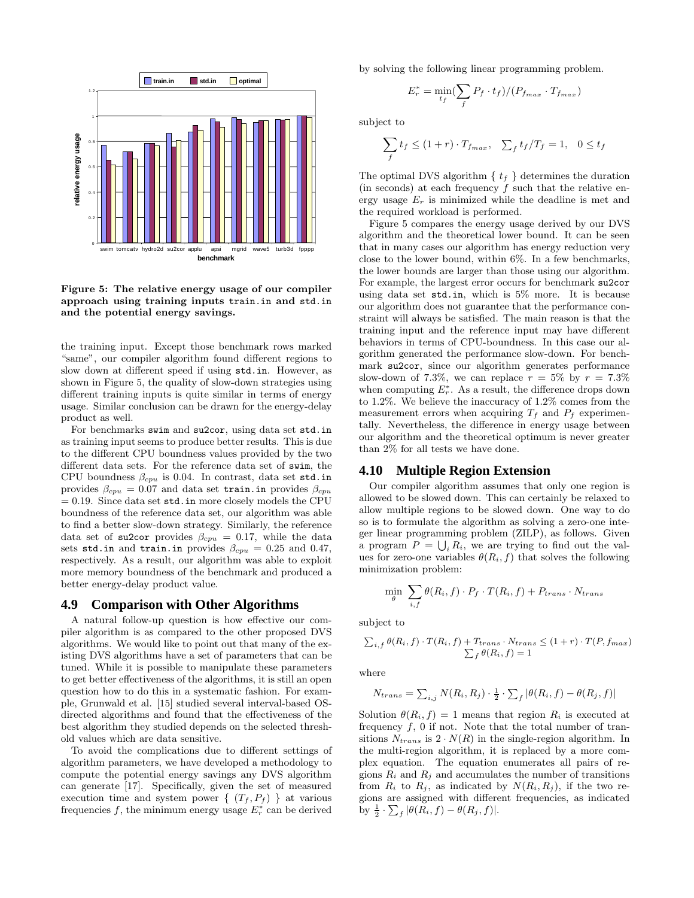Figure 5: The relative energy usage of our compiler approach using training inputs train.in and std.in and the potential energy savings.

the training input. Except those benchmark rows marked "same", our compiler algorithm found different regions to slow down at different speed if using std.in. However, as shown in Figure 5, the quality of slow-down strategies using different training inputs is quite similar in terms of energy usage. Similar conclusion can be drawn for the energy-delay product as well.

For benchmarks swim and su2cor, using data set std.in as training input seems to produce better results. This is due to the different CPU boundness values provided by the two different data sets. For the reference data set of swim, the CPU boundness $\beta_{cpu}$ is 0.04. In contrast, data set std.in provides $\beta_{cpu} = 0.07$ and data set train.in provides $\beta_{cpu} = 0.19$. Since data set std.in more closely models the CPU boundness of the reference data set, our algorithm was able to find a better slow-down strategy. Similarly, the reference data set of su2cor provides $\beta_{cpu} = 0.17$, while the data sets std.in and train.in provides $\beta_{cpu} = 0.25$ and 0.47, respectively. As a result, our algorithm was able to exploit more memory boundness of the benchmark and produced a better energy-delay product value.

## 4.9 Comparison with Other Algorithms

A natural follow-up question is how effective our compiler algorithm is as compared to the other proposed DVS algorithms. We would like to point out that many of the existing DVS algorithms have a set of parameters that can be tuned. While it is possible to manipulate these parameters to get better effectiveness of the algorithms, it is still an open question how to do this in a systematic fashion. For example, Grunwald et al. [15] studied several interval-based OS-directed algorithms and found that the effectiveness of the best algorithm they studied depends on the selected threshold values which are data sensitive.

To avoid the complications due to different settings of algorithm parameters, we have developed a methodology to compute the potential energy savings any DVS algorithm can generate [17]. Specifically, given the set of measured execution time and system power $\{ (T_f, P_f) \}$ at various frequencies $f$, the minimum energy usage $E_r^*$ can be derived by solving the following linear programming problem.

$$E_r^* = \min_{t_f} (\sum_f P_f \cdot t_f)/(P_{f_{max}} \cdot T_{f_{max}})$$

subject to

$$\sum_f t_f \leq (1+r) \cdot T_{f_{max}}, \quad \sum_f t_f/T_f = 1, \quad 0 \leq t_f$$

The optimal DVS algorithm $\{ t_f \}$ determines the duration (in seconds) at each frequency $f$ such that the relative energy usage $E_r$ is minimized while the deadline is met and the required workload is performed.

Figure 5 compares the energy usage derived by our DVS algorithm and the theoretical lower bound. It can be seen that in many cases our algorithm has energy reduction very close to the lower bound, within 6%. In a few benchmarks, the lower bounds are larger than those using our algorithm. For example, the largest error occurs for benchmark su2cor using data set std.in, which is 5% more. It is because our algorithm does not guarantee that the performance constraint will always be satisfied. The main reason is that the training input and the reference input may have different behaviors in terms of CPU-boundness. In this case our algorithm generated the performance slow-down. For benchmark su2cor, since our algorithm generates performance slow-down of 7.3%, we can replace $r = 5\%$ by $r = 7.3\%$ when computing $E_r^*$. As a result, the difference drops down to 1.2%. We believe the inaccuracy of 1.2% comes from the measurement errors when acquiring $T_f$ and $P_f$ experimentally. Nevertheless, the difference in energy usage between our algorithm and the theoretical optimum is never greater than 2% for all tests we have done.

## 4.10 Multiple Region Extension

Our compiler algorithm assumes that only one region is allowed to be slowed down. This can certainly be relaxed to allow multiple regions to be slowed down. One way to do so is to formulate the algorithm as solving a zero-one integer linear programming problem (ZILP), as follows. Given a program $P = \bigcup_i R_i$, we are trying to find out the values for zero-one variables $\theta(R_i, f)$ that solves the following minimization problem:

$$\min_{\theta} \sum_{i,f} \theta(R_i, f) \cdot P_f \cdot T(R_i, f) + P_{trans} \cdot N_{trans}$$

subject to

$$\sum_{i,f} \theta(R_i, f) \cdot T(R_i, f) + T_{trans} \cdot N_{trans} \leq (1+r) \cdot T(P, f_{max})$$
$$\sum_f \theta(R_i, f) = 1$$

where

$$N_{trans} = \sum_{i,j} N(R_i, R_j) \cdot \frac{1}{2} \cdot \sum_f |\theta(R_i, f) - \theta(R_j, f)|$$

Solution $\theta(R_i, f) = 1$ means that region $R_i$ is executed at frequency $f$, 0 if not. Note that the total number of transitions $N_{trans}$ is $2 \cdot N(R)$ in the single-region algorithm. In the multi-region algorithm, it is replaced by a more complex equation. The equation enumerates all pairs of regions $R_i$ and $R_j$ and accumulates the number of transitions from $R_i$ to $R_j$, as indicated by $N(R_i, R_j)$, if the two regions are assigned with different frequencies, as indicated by $\frac{1}{2} \cdot \sum_f |\theta(R_i, f) - \theta(R_j, f)|$.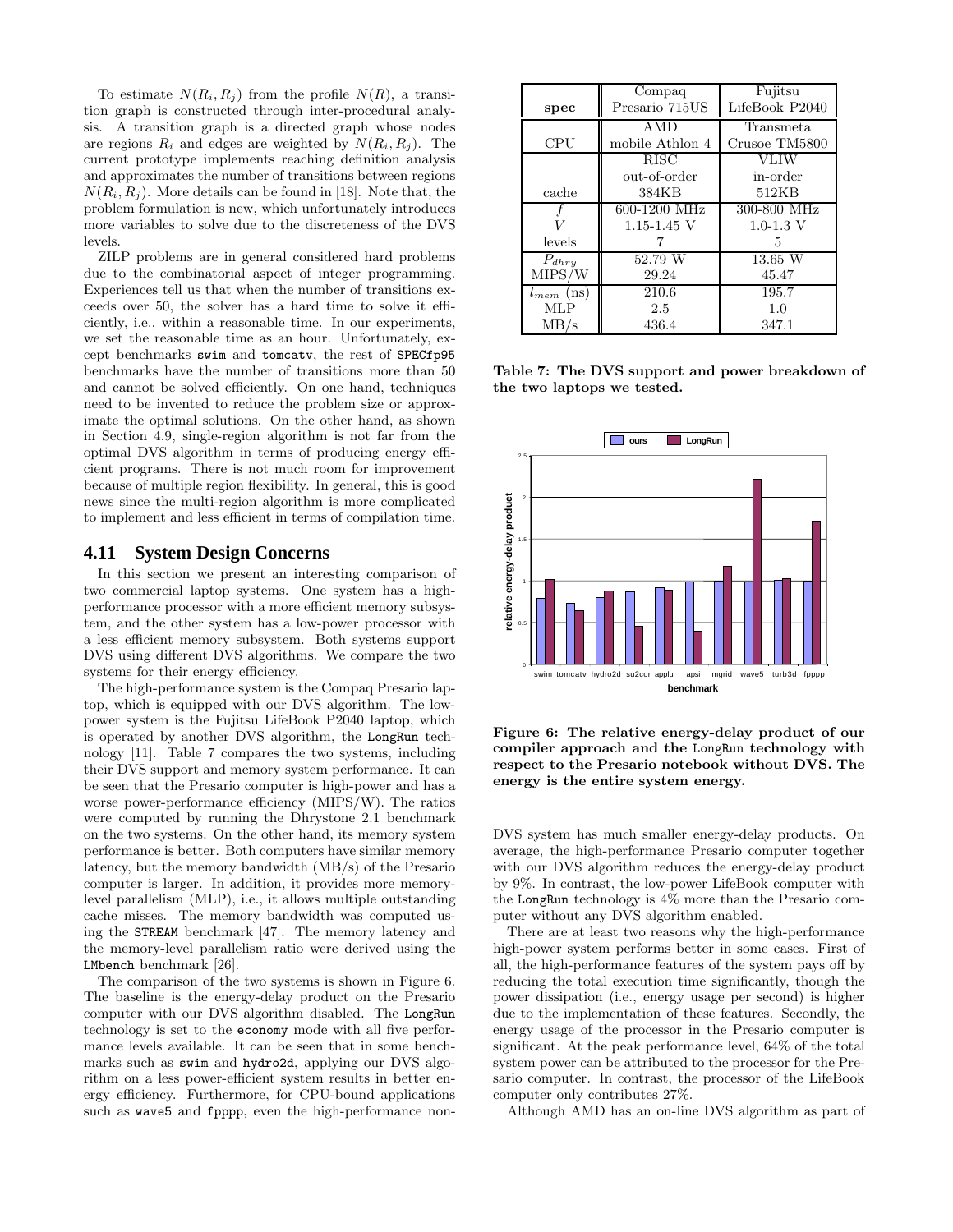To estimate $N(R_i, R_j)$ from the profile $N(R)$, a transition graph is constructed through inter-procedural analysis. A transition graph is a directed graph whose nodes are regions $R_i$ and edges are weighted by $N(R_i, R_j)$. The current prototype implements reaching definition analysis and approximates the number of transitions between regions $N(R_i, R_j)$. More details can be found in [18]. Note that, the problem formulation is new, which unfortunately introduces more variables to solve due to the discreteness of the DVS levels.

ZILP problems are in general considered hard problems due to the combinatorial aspect of integer programming. Experiences tell us that when the number of transitions exceeds over 50, the solver has a hard time to solve it efficiently, i.e., within a reasonable time. In our experiments, we set the reasonable time as an hour. Unfortunately, except benchmarks `swim` and `tomcatv`, the rest of `SPECfp95` benchmarks have the number of transitions more than 50 and cannot be solved efficiently. On one hand, techniques need to be invented to reduce the problem size or approximate the optimal solutions. On the other hand, as shown in Section 4.9, single-region algorithm is not far from the optimal DVS algorithm in terms of producing energy efficient programs. There is not much room for improvement because of multiple region flexibility. In general, this is good news since the multi-region algorithm is more complicated to implement and less efficient in terms of compilation time.

## 4.11 System Design Concerns

In this section we present an interesting comparison of two commercial laptop systems. One system has a high-performance processor with a more efficient memory subsystem, and the other system has a low-power processor with a less efficient memory subsystem. Both systems support DVS using different DVS algorithms. We compare the two systems for their energy efficiency.

The high-performance system is the Compaq Presario laptop, which is equipped with our DVS algorithm. The low-power system is the Fujitsu LifeBook P2040 laptop, which is operated by another DVS algorithm, the `LongRun` technology [11]. Table 7 compares the two systems, including their DVS support and memory system performance. It can be seen that the Presario computer is high-power and has a worse power-performance efficiency (MIPS/W). The ratios were computed by running the Dhrystone 2.1 benchmark on the two systems. On the other hand, its memory system performance is better. Both computers have similar memory latency, but the memory bandwidth (MB/s) of the Presario computer is larger. In addition, it provides more memory-level parallelism (MLP), i.e., it allows multiple outstanding cache misses. The memory bandwidth was computed using the `STREAM` benchmark [47]. The memory latency and the memory-level parallelism ratio were derived using the `LMbench` benchmark [26].

The comparison of the two systems is shown in Figure 6. The baseline is the energy-delay product on the Presario computer with our DVS algorithm disabled. The `LongRun` technology is set to the `economy` mode with all five performance levels available. It can be seen that in some benchmarks such as `swim` and `hydro2d`, applying our DVS algorithm on a less power-efficient system results in better energy efficiency. Furthermore, for CPU-bound applications such as `wave5` and `fpppp`, even the high-performance non-DVS system has much smaller energy-delay products. On average, the high-performance Presario computer together with our DVS algorithm reduces the energy-delay product by 9%. In contrast, the low-power LifeBook computer with the `LongRun` technology is 4% more than the Presario computer without any DVS algorithm enabled.

There are at least two reasons why the high-performance high-power system performs better in some cases. First of all, the high-performance features of the system pays off by reducing the total execution time significantly, though the power dissipation (i.e., energy usage per second) is higher due to the implementation of these features. Secondly, the energy usage of the processor in the Presario computer is significant. At the peak performance level, 64% of the total system power can be attributed to the processor for the Presario computer. In contrast, the processor of the LifeBook computer only contributes 27%.

Although AMD has an on-line DVS algorithm as part of

| spec | Compaq Presario 715US | Fujitsu LifeBook P2040 |
|---|---|---|
| CPU | AMD mobile Athlon 4 | Transmeta Crusoe TM5800 |
| cache | RISC out-of-order 384KB | VLIW in-order 512KB |
| $f$ | 600-1200 MHz | 300-800 MHz |
| $V$ | 1.15-1.45 V | 1.0-1.3 V |
| levels | 7 | 5 |
| $P_{dhry}$ | 52.79 W | 13.65 W |
| MIPS/W | 29.24 | 45.47 |
| $l_{mem}$ (ns) | 210.6 | 195.7 |
| MLP | 2.5 | 1.0 |
| MB/s | 436.4 | 347.1 |

**Table 7: The DVS support and power breakdown of the two laptops we tested.**

**Figure 6: The relative energy-delay product of our compiler approach and the LongRun technology with respect to the Presario notebook without DVS. The energy is the entire system energy.**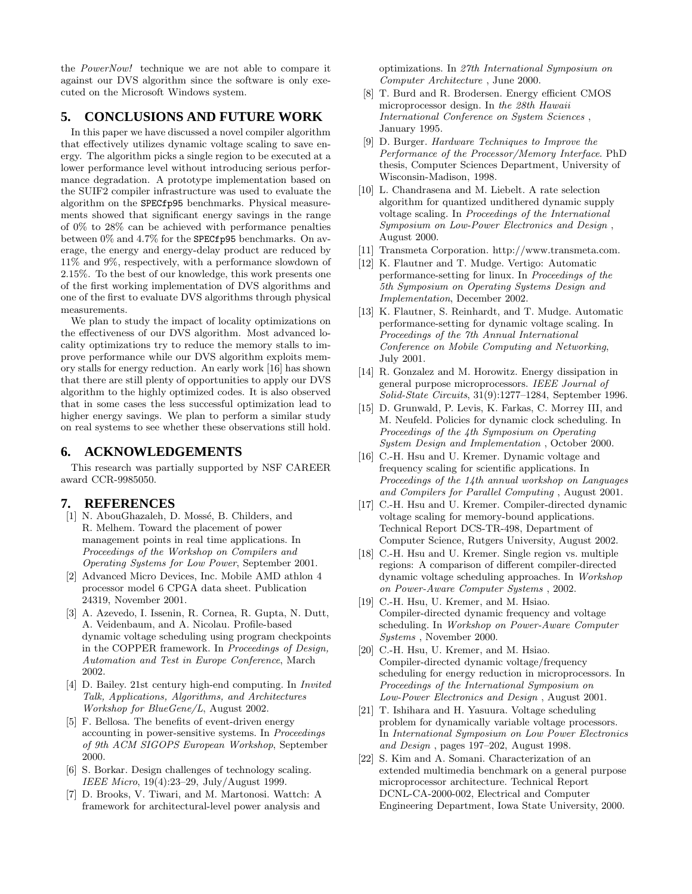the *PowerNow!* technique we are not able to compare it against our DVS algorithm since the software is only executed on the Microsoft Windows system.

## 5. CONCLUSIONS AND FUTURE WORK

In this paper we have discussed a novel compiler algorithm that effectively utilizes dynamic voltage scaling to save energy. The algorithm picks a single region to be executed at a lower performance level without introducing serious performance degradation. A prototype implementation based on the SUIF2 compiler infrastructure was used to evaluate the algorithm on the `SPECfp95` benchmarks. Physical measurements showed that significant energy savings in the range of 0% to 28% can be achieved with performance penalties between 0% and 4.7% for the `SPECfp95` benchmarks. On average, the energy and energy-delay product are reduced by 11% and 9%, respectively, with a performance slowdown of 2.15%. To the best of our knowledge, this work presents one of the first working implementation of DVS algorithms and one of the first to evaluate DVS algorithms through physical measurements.

We plan to study the impact of locality optimizations on the effectiveness of our DVS algorithm. Most advanced locality optimizations try to reduce the memory stalls to improve performance while our DVS algorithm exploits memory stalls for energy reduction. An early work [16] has shown that there are still plenty of opportunities to apply our DVS algorithm to the highly optimized codes. It is also observed that in some cases the less successful optimization lead to higher energy savings. We plan to perform a similar study on real systems to see whether these observations still hold.

## 6. ACKNOWLEDGEMENTS

This research was partially supported by NSF CAREER award CCR-9985050.

## 7. REFERENCES

[1] N. AbouGhazaleh, D. Mossé, B. Childers, and R. Melhem. Toward the placement of power management points in real time applications. In *Proceedings of the Workshop on Compilers and Operating Systems for Low Power*, September 2001.

[2] Advanced Micro Devices, Inc. Mobile AMD athlon 4 processor model 6 CPGA data sheet. Publication 24319, November 2001.

[3] A. Azevedo, I. Issenin, R. Cornea, R. Gupta, N. Dutt, A. Veidenbaum, and A. Nicolau. Profile-based dynamic voltage scheduling using program checkpoints in the COPPER framework. In *Proceedings of Design, Automation and Test in Europe Conference*, March 2002.

[4] D. Bailey. 21st century high-end computing. In *Invited Talk, Applications, Algorithms, and Architectures Workshop for BlueGene/L*, August 2002.

[5] F. Bellosa. The benefits of event-driven energy accounting in power-sensitive systems. In *Proceedings of 9th ACM SIGOPS European Workshop*, September 2000.

[6] S. Borkar. Design challenges of technology scaling. *IEEE Micro*, 19(4):23–29, July/August 1999.

[7] D. Brooks, V. Tiwari, and M. Martonosi. Wattch: A framework for architectural-level power analysis and optimizations. In *27th International Symposium on Computer Architecture* , June 2000.

[8] T. Burd and R. Brodersen. Energy efficient CMOS microprocessor design. In *the 28th Hawaii International Conference on System Sciences* , January 1995.

[9] D. Burger. *Hardware Techniques to Improve the Performance of the Processor/Memory Interface*. PhD thesis, Computer Sciences Department, University of Wisconsin-Madison, 1998.

[10] L. Chandrasena and M. Liebelt. A rate selection algorithm for quantized undithered dynamic supply voltage scaling. In *Proceedings of the International Symposium on Low-Power Electronics and Design* , August 2000.

[11] Transmeta Corporation. http://www.transmeta.com.

[12] K. Flautner and T. Mudge. Vertigo: Automatic performance-setting for linux. In *Proceedings of the 5th Symposium on Operating Systems Design and Implementation*, December 2002.

[13] K. Flautner, S. Reinhardt, and T. Mudge. Automatic performance-setting for dynamic voltage scaling. In *Proceedings of the 7th Annual International Conference on Mobile Computing and Networking*, July 2001.

[14] R. Gonzalez and M. Horowitz. Energy dissipation in general purpose microprocessors. *IEEE Journal of Solid-State Circuits*, 31(9):1277–1284, September 1996.

[15] D. Grunwald, P. Levis, K. Farkas, C. Morrey III, and M. Neufeld. Policies for dynamic clock scheduling. In *Proceedings of the 4th Symposium on Operating System Design and Implementation* , October 2000.

[16] C.-H. Hsu and U. Kremer. Dynamic voltage and frequency scaling for scientific applications. In *Proceedings of the 14th annual workshop on Languages and Compilers for Parallel Computing* , August 2001.

[17] C.-H. Hsu and U. Kremer. Compiler-directed dynamic voltage scaling for memory-bound applications. Technical Report DCS-TR-498, Department of Computer Science, Rutgers University, August 2002.

[18] C.-H. Hsu and U. Kremer. Single region vs. multiple regions: A comparison of different compiler-directed dynamic voltage scheduling approaches. In *Workshop on Power-Aware Computer Systems* , 2002.

[19] C.-H. Hsu, U. Kremer, and M. Hsiao. Compiler-directed dynamic frequency and voltage scheduling. In *Workshop on Power-Aware Computer Systems* , November 2000.

[20] C.-H. Hsu, U. Kremer, and M. Hsiao. Compiler-directed dynamic voltage/frequency scheduling for energy reduction in microprocessors. In *Proceedings of the International Symposium on Low-Power Electronics and Design* , August 2001.

[21] T. Ishihara and H. Yasuura. Voltage scheduling problem for dynamically variable voltage processors. In *International Symposium on Low Power Electronics and Design* , pages 197–202, August 1998.

[22] S. Kim and A. Somani. Characterization of an extended multimedia benchmark on a general purpose microprocessor architecture. Technical Report DCNL-CA-2000-002, Electrical and Computer Engineering Department, Iowa State University, 2000.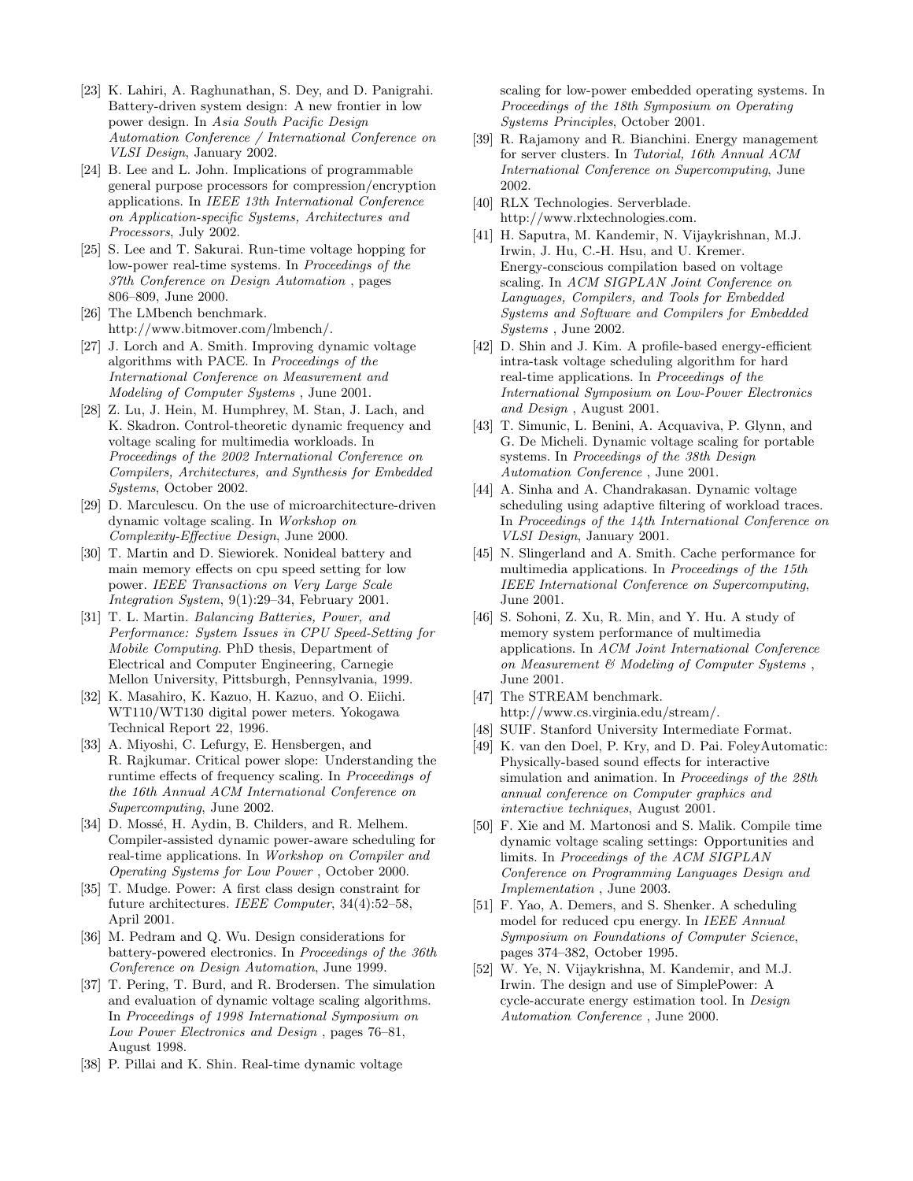[23] K. Lahiri, A. Raghunathan, S. Dey, and D. Panigrahi. Battery-driven system design: A new frontier in low power design. In *Asia South Pacific Design Automation Conference / International Conference on VLSI Design*, January 2002.

[24] B. Lee and L. John. Implications of programmable general purpose processors for compression/encryption applications. In *IEEE 13th International Conference on Application-specific Systems, Architectures and Processors*, July 2002.

[25] S. Lee and T. Sakurai. Run-time voltage hopping for low-power real-time systems. In *Proceedings of the 37th Conference on Design Automation* , pages 806–809, June 2000.

[26] The LMbench benchmark. http://www.bitmover.com/lmbench/.

[27] J. Lorch and A. Smith. Improving dynamic voltage algorithms with PACE. In *Proceedings of the International Conference on Measurement and Modeling of Computer Systems* , June 2001.

[28] Z. Lu, J. Hein, M. Humphrey, M. Stan, J. Lach, and K. Skadron. Control-theoretic dynamic frequency and voltage scaling for multimedia workloads. In *Proceedings of the 2002 International Conference on Compilers, Architectures, and Synthesis for Embedded Systems*, October 2002.

[29] D. Marculescu. On the use of microarchitecture-driven dynamic voltage scaling. In *Workshop on Complexity-Effective Design*, June 2000.

[30] T. Martin and D. Siewiorek. Nonideal battery and main memory effects on cpu speed setting for low power. *IEEE Transactions on Very Large Scale Integration System*, 9(1):29–34, February 2001.

[31] T. L. Martin. *Balancing Batteries, Power, and Performance: System Issues in CPU Speed-Setting for Mobile Computing*. PhD thesis, Department of Electrical and Computer Engineering, Carnegie Mellon University, Pittsburgh, Pennsylvania, 1999.

[32] K. Masahiro, K. Kazuo, H. Kazuo, and O. Eiichi. WT110/WT130 digital power meters. Yokogawa Technical Report 22, 1996.

[33] A. Miyoshi, C. Lefurgy, E. Hensbergen, and R. Rajkumar. Critical power slope: Understanding the runtime effects of frequency scaling. In *Proceedings of the 16th Annual ACM International Conference on Supercomputing*, June 2002.

[34] D. Mossé, H. Aydin, B. Childers, and R. Melhem. Compiler-assisted dynamic power-aware scheduling for real-time applications. In *Workshop on Compiler and Operating Systems for Low Power* , October 2000.

[35] T. Mudge. Power: A first class design constraint for future architectures. *IEEE Computer*, 34(4):52–58, April 2001.

[36] M. Pedram and Q. Wu. Design considerations for battery-powered electronics. In *Proceedings of the 36th Conference on Design Automation*, June 1999.

[37] T. Pering, T. Burd, and R. Brodersen. The simulation and evaluation of dynamic voltage scaling algorithms. In *Proceedings of 1998 International Symposium on Low Power Electronics and Design* , pages 76–81, August 1998.

[38] P. Pillai and K. Shin. Real-time dynamic voltage scaling for low-power embedded operating systems. In *Proceedings of the 18th Symposium on Operating Systems Principles*, October 2001.

[39] R. Rajamony and R. Bianchini. Energy management for server clusters. In *Tutorial, 16th Annual ACM International Conference on Supercomputing*, June 2002.

[40] RLX Technologies. Serverblade. http://www.rlxtechnologies.com.

[41] H. Saputra, M. Kandemir, N. Vijaykrishnan, M.J. Irwin, J. Hu, C.-H. Hsu, and U. Kremer. Energy-conscious compilation based on voltage scaling. In *ACM SIGPLAN Joint Conference on Languages, Compilers, and Tools for Embedded Systems and Software and Compilers for Embedded Systems* , June 2002.

[42] D. Shin and J. Kim. A profile-based energy-efficient intra-task voltage scheduling algorithm for hard real-time applications. In *Proceedings of the International Symposium on Low-Power Electronics and Design* , August 2001.

[43] T. Simunic, L. Benini, A. Acquaviva, P. Glynn, and G. De Micheli. Dynamic voltage scaling for portable systems. In *Proceedings of the 38th Design Automation Conference* , June 2001.

[44] A. Sinha and A. Chandrakasan. Dynamic voltage scheduling using adaptive filtering of workload traces. In *Proceedings of the 14th International Conference on VLSI Design*, January 2001.

[45] N. Slingerland and A. Smith. Cache performance for multimedia applications. In *Proceedings of the 15th IEEE International Conference on Supercomputing*, June 2001.

[46] S. Sohoni, Z. Xu, R. Min, and Y. Hu. A study of memory system performance of multimedia applications. In *ACM Joint International Conference on Measurement & Modeling of Computer Systems* , June 2001.

[47] The STREAM benchmark. http://www.cs.virginia.edu/stream/.

[48] SUIF. Stanford University Intermediate Format.

[49] K. van den Doel, P. Kry, and D. Pai. FoleyAutomatic: Physically-based sound effects for interactive simulation and animation. In *Proceedings of the 28th annual conference on Computer graphics and interactive techniques*, August 2001.

[50] F. Xie and M. Martonosi and S. Malik. Compile time dynamic voltage scaling settings: Opportunities and limits. In *Proceedings of the ACM SIGPLAN Conference on Programming Languages Design and Implementation* , June 2003.

[51] F. Yao, A. Demers, and S. Shenker. A scheduling model for reduced cpu energy. In *IEEE Annual Symposium on Foundations of Computer Science*, pages 374–382, October 1995.

[52] W. Ye, N. Vijaykrishna, M. Kandemir, and M.J. Irwin. The design and use of SimplePower: A cycle-accurate energy estimation tool. In *Design Automation Conference* , June 2000.